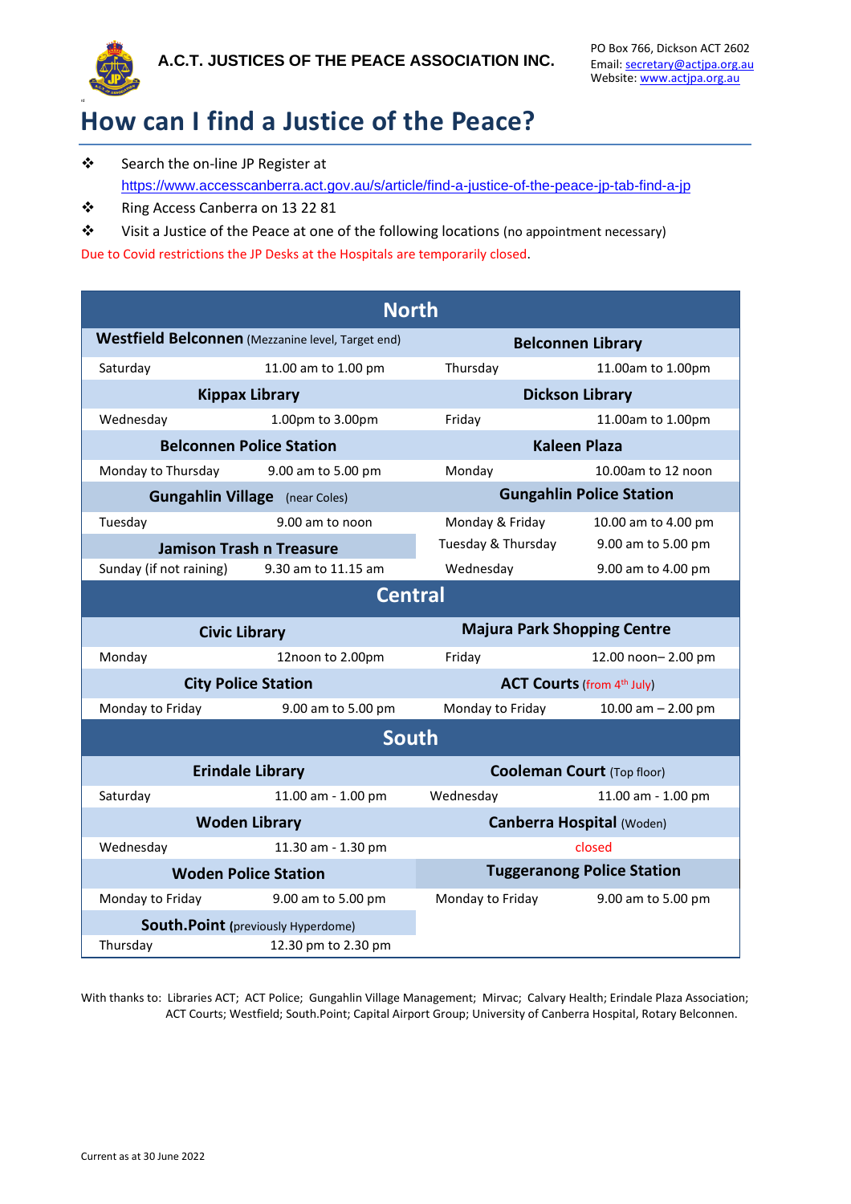**A.C.T. JUSTICES OF THE PEACE ASSOCIATION INC.**

PO Box 766, Dickson ACT 2602
Email: secretary@actjpa.org.au
Website: www.actjpa.org.au

# How can I find a Justice of the Peace?

- Search the on-line JP Register at https://www.accesscanberra.act.gov.au/s/article/find-a-justice-of-the-peace-jp-tab-find-a-jp
- Ring Access Canberra on 13 22 81
- Visit a Justice of the Peace at one of the following locations (no appointment necessary)

Due to Covid restrictions the JP Desks at the Hospitals are temporarily closed.

| North | | | |
|---|---|---|---|
| **Westfield Belconnen** (Mezzanine level, Target end) | | **Belconnen Library** | |
| Saturday | 11.00 am to 1.00 pm | Thursday | 11.00am to 1.00pm |
| **Kippax Library** | | **Dickson Library** | |
| Wednesday | 1.00pm to 3.00pm | Friday | 11.00am to 1.00pm |
| **Belconnen Police Station** | | **Kaleen Plaza** | |
| Monday to Thursday | 9.00 am to 5.00 pm | Monday | 10.00am to 12 noon |
| **Gungahlin Village** (near Coles) | | **Gungahlin Police Station** | |
| Tuesday | 9.00 am to noon | Monday & Friday | 10.00 am to 4.00 pm |
| **Jamison Trash n Treasure** | | Tuesday & Thursday | 9.00 am to 5.00 pm |
| Sunday (if not raining) | 9.30 am to 11.15 am | Wednesday | 9.00 am to 4.00 pm |
| **Central** | | | |
| **Civic Library** | | **Majura Park Shopping Centre** | |
| Monday | 12noon to 2.00pm | Friday | 12.00 noon– 2.00 pm |
| **City Police Station** | | **ACT Courts** (from 4th July) | |
| Monday to Friday | 9.00 am to 5.00 pm | Monday to Friday | 10.00 am – 2.00 pm |
| **South** | | | |
| **Erindale Library** | | **Cooleman Court** (Top floor) | |
| Saturday | 11.00 am - 1.00 pm | Wednesday | 11.00 am - 1.00 pm |
| **Woden Library** | | **Canberra Hospital** (Woden) | |
| Wednesday | 11.30 am - 1.30 pm | closed | |
| **Woden Police Station** | | **Tuggeranong Police Station** | |
| Monday to Friday | 9.00 am to 5.00 pm | Monday to Friday | 9.00 am to 5.00 pm |
| **South.Point** (previously Hyperdome) | | | |
| Thursday | 12.30 pm to 2.30 pm | | |

With thanks to: Libraries ACT; ACT Police; Gungahlin Village Management; Mirvac; Calvary Health; Erindale Plaza Association; ACT Courts; Westfield; South.Point; Capital Airport Group; University of Canberra Hospital, Rotary Belconnen.

Current as at 30 June 2022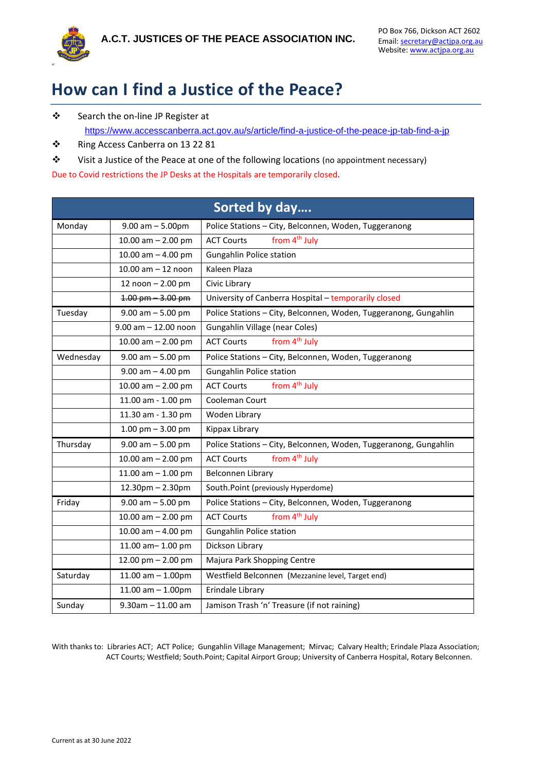A.C.T. JUSTICES OF THE PEACE ASSOCIATION INC.

PO Box 766, Dickson ACT 2602
Email: secretary@actjpa.org.au
Website: www.actjpa.org.au

# How can I find a Justice of the Peace?

- Search the on-line JP Register at https://www.accesscanberra.act.gov.au/s/article/find-a-justice-of-the-peace-jp-tab-find-a-jp
- Ring Access Canberra on 13 22 81
- Visit a Justice of the Peace at one of the following locations (no appointment necessary)

Due to Covid restrictions the JP Desks at the Hospitals are temporarily closed.

| Sorted by day.... | | |
|---|---|---|
| Monday | 9.00 am – 5.00pm | Police Stations – City, Belconnen, Woden, Tuggeranong |
| | 10.00 am – 2.00 pm | ACT Courts from 4th July |
| | 10.00 am – 4.00 pm | Gungahlin Police station |
| | 10.00 am – 12 noon | Kaleen Plaza |
| | 12 noon – 2.00 pm | Civic Library |
| | ~~1.00 pm – 3.00 pm~~ | University of Canberra Hospital – temporarily closed |
| Tuesday | 9.00 am – 5.00 pm | Police Stations – City, Belconnen, Woden, Tuggeranong, Gungahlin |
| | 9.00 am – 12.00 noon | Gungahlin Village (near Coles) |
| | 10.00 am – 2.00 pm | ACT Courts from 4th July |
| Wednesday | 9.00 am – 5.00 pm | Police Stations – City, Belconnen, Woden, Tuggeranong |
| | 9.00 am – 4.00 pm | Gungahlin Police station |
| | 10.00 am – 2.00 pm | ACT Courts from 4th July |
| | 11.00 am - 1.00 pm | Cooleman Court |
| | 11.30 am - 1.30 pm | Woden Library |
| | 1.00 pm – 3.00 pm | Kippax Library |
| Thursday | 9.00 am – 5.00 pm | Police Stations – City, Belconnen, Woden, Tuggeranong, Gungahlin |
| | 10.00 am – 2.00 pm | ACT Courts from 4th July |
| | 11.00 am – 1.00 pm | Belconnen Library |
| | 12.30pm – 2.30pm | South.Point (previously Hyperdome) |
| Friday | 9.00 am – 5.00 pm | Police Stations – City, Belconnen, Woden, Tuggeranong |
| | 10.00 am – 2.00 pm | ACT Courts from 4th July |
| | 10.00 am – 4.00 pm | Gungahlin Police station |
| | 11.00 am– 1.00 pm | Dickson Library |
| | 12.00 pm – 2.00 pm | Majura Park Shopping Centre |
| Saturday | 11.00 am – 1.00pm | Westfield Belconnen (Mezzanine level, Target end) |
| | 11.00 am – 1.00pm | Erindale Library |
| Sunday | 9.30am – 11.00 am | Jamison Trash 'n' Treasure (if not raining) |

With thanks to: Libraries ACT; ACT Police; Gungahlin Village Management; Mirvac; Calvary Health; Erindale Plaza Association; ACT Courts; Westfield; South.Point; Capital Airport Group; University of Canberra Hospital, Rotary Belconnen.

Current as at 30 June 2022